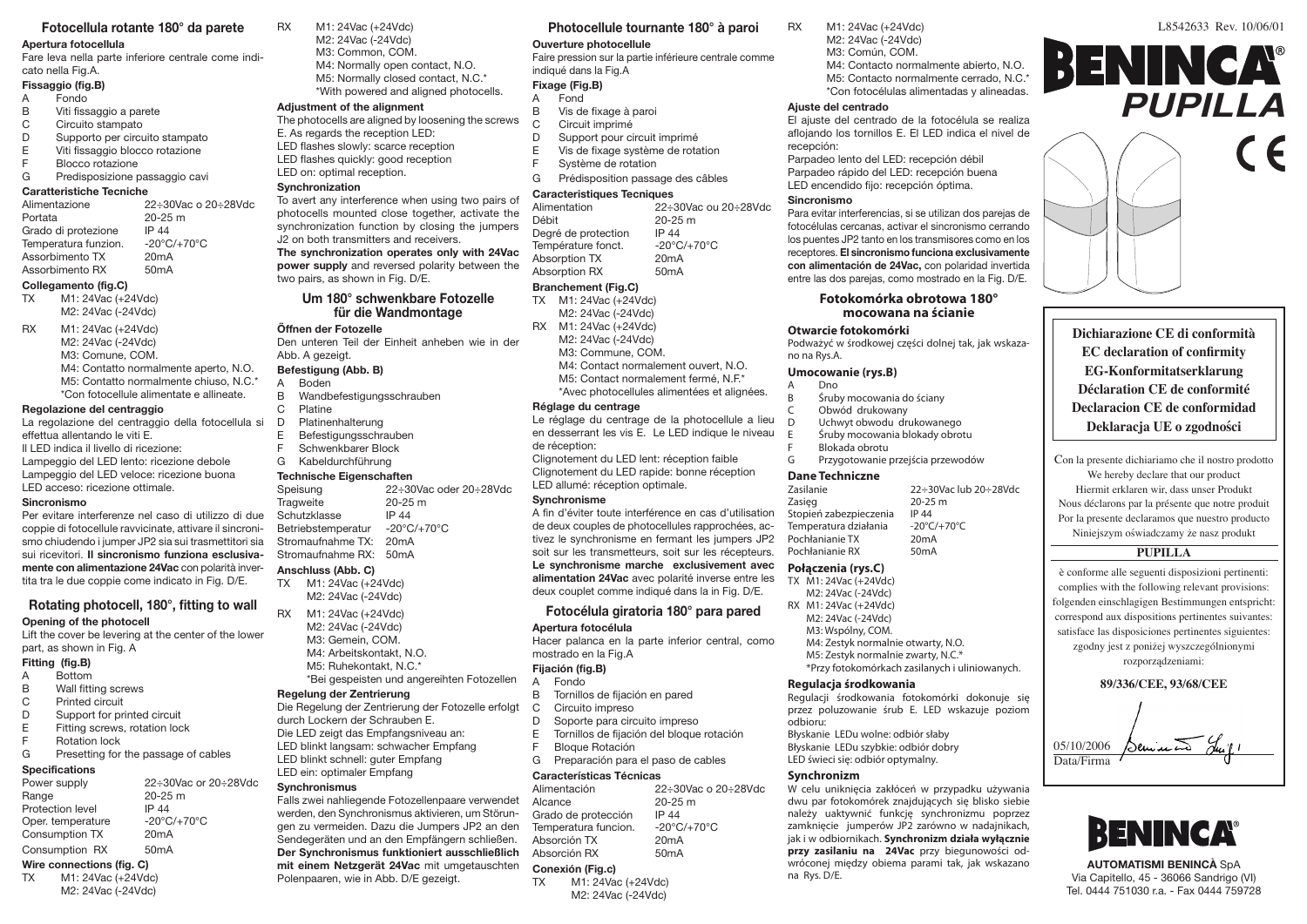## Fotocellula rotante 180° da parete

### Apertura fotocellula

Fare leva nella parte inferiore centrale come indicato nella Fig.A.

### Fissaggio (fig.B)

- A Fondo
- B Viti fissaggio a parete
- C Circuito stampato
- D Supporto per circuito stampato
- E Viti fissaggio blocco rotazione
- F Blocco rotazione
- G Predisposizione passaggio cavi

### Caratteristiche Tecniche

| | |
|---|---|
| Alimentazione | 22÷30Vac o 20÷28Vdc |
| Portata | 20-25 m |
| Grado di protezione | IP 44 |
| Temperatura funzion. | -20°C/+70°C |
| Assorbimento TX | 20mA |
| Assorbimento RX | 50mA |

### Collegamento (fig.C)

TX M1: 24Vac (+24Vdc)
M2: 24Vac (-24Vdc)

RX M1: 24Vac (+24Vdc)
M2: 24Vac (-24Vdc)
M3: Comune, COM.
M4: Contatto normalmente aperto, N.O.
M5: Contatto normalmente chiuso, N.C.*
*Con fotocellule alimentate e allineate.

### Regolazione del centraggio

La regolazione del centraggio della fotocellula si effettua allentando le viti E.
Il LED indica il livello di ricezione:
Lampeggio del LED lento: ricezione debole
Lampeggio del LED veloce: ricezione buona
LED acceso: ricezione ottimale.

### Sincronismo

Per evitare interferenze nel caso di utilizzo di due coppie di fotocellule ravvicinate, attivare il sincronismo chiudendo i jumper JP2 sia sui trasmittitori sia sui ricevitori. **Il sincronismo funziona esclusivamente con alimentazione 24Vac** con polarità invertita tra le due coppie come indicato in Fig. D/E.

## Rotating photocell, 180°, fitting to wall

### Opening of the photocell

Lift the cover be levering at the center of the lower part, as shown in Fig. A

### Fitting (fig.B)

- A Bottom
- B Wall fitting screws
- C Printed circuit
- D Support for printed circuit
- E Fitting screws, rotation lock
- F Rotation lock
- G Presetting for the passage of cables

### Specifications

| | |
|---|---|
| Power supply | 22÷30Vac or 20÷28Vdc |
| Range | 20-25 m |
| Protection level | IP 44 |
| Oper. temperature | -20°C/+70°C |
| Consumption TX | 20mA |
| Consumption RX | 50mA |

### Wire connections (fig. C)

TX M1: 24Vac (+24Vdc)
M2: 24Vac (-24Vdc)

RX M1: 24Vac (+24Vdc)
M2: 24Vac (-24Vdc)
M3: Common, COM.
M4: Normally open contact, N.O.
M5: Normally closed contact, N.C.*
*With powered and aligned photocells.

### Adjustment of the alignment

The photocells are aligned by loosening the screws E. As regards the reception LED:
LED flashes slowly: scarce reception
LED flashes quickly: good reception
LED on: optimal reception.

### Synchronization

To avert any interference when using two pairs of photocells mounted close together, activate the synchronization function by closing the jumpers J2 on both transmitters and receivers.
**The synchronization operates only with 24Vac power supply** and reversed polarity between the two pairs, as shown in Fig. D/E.

## Um 180° schwenkbare Fotozelle für die Wandmontage

### Öffnen der Fotozelle

Den unteren Teil der Einheit anheben wie in der Abb. A gezeigt.

### Befestigung (Abb. B)

- A Boden
- B Wandbefestigungsschrauben
- C Platine
- D Platinenhalterung
- E Befestigungsschrauben
- F Schwenkbarer Block
- G Kabeldurchführung

### Technische Eigenschaften

| | |
|---|---|
| Speisung | 22÷30Vac oder 20÷28Vdc |
| Tragweite | 20-25 m |
| Schutzklasse | IP 44 |
| Betriebstemperatur | -20°C/+70°C |
| Stromaufnahme TX: | 20mA |
| Stromaufnahme RX: | 50mA |

### Anschluss (Abb. C)

TX M1: 24Vac (+24Vdc)
M2: 24Vac (-24Vdc)

RX M1: 24Vac (+24Vdc)
M2: 24Vac (-24Vdc)
M3: Gemein, COM.
M4: Arbeitskontakt, N.O.
M5: Ruhekontakt, N.C.*
*Bei gespeisten und angereihten Fotozellen

### Regelung der Zentrierung

Die Regelung der Zentrierung der Fotozelle erfolgt durch Lockern der Schrauben E.
Die LED zeigt das Empfangsniveau an:
LED blinkt langsam: schwacher Empfang
LED blinkt schnell: guter Empfang
LED ein: optimaler Empfang

### Synchronismus

Falls zwei nahliegende Fotozellenpaare verwendet werden, den Synchronismus aktivieren, um Störungen zu vermeiden. Dazu die Jumpers JP2 an den Sendegeräten und an den Empfängern schließen. **Der Synchronismus funktioniert ausschließlich mit einem Netzgerät 24Vac** mit umgetauschten Polenpaaren, wie in Abb. D/E gezeigt.

## Photocellule tournante 180° à parois

### Ouverture photocellule

Faire pression sur la partie inférieure centrale comme indiqué dans la Fig.A

### Fixage (Fig.B)

- A Fond
- B Vis de fixage à parois
- C Circuit imprimé
- D Support pour circuit imprimé
- E Vis de fixage système de rotation
- F Système de rotation
- G Prédisposition passage des câbles

### Caracteristiques Tecniques

| | |
|---|---|
| Alimentation | 22÷30Vac ou 20÷28Vdc |
| Débit | 20-25 m |
| Degré de protection | IP 44 |
| Température fonct. | -20°C/+70°C |
| Absorption TX | 20mA |
| Absorption RX | 50mA |

### Branchement (Fig.C)

TX M1: 24Vac (+24Vdc)
M2: 24Vac (-24Vdc)

RX M1: 24Vac (+24Vdc)
M2: 24Vac (-24Vdc)
M3: Commune, COM.
M4: Contact normalement ouvert, N.O.
M5: Contact normalement fermé, N.F.*
*Avec photocellules alimentées et alignées.

### Réglage du centrage

Le réglage du centrage de la photocellule a lieu en desserrant les vis E. Le LED indique le niveau de réception:
Clignotement du LED lent: réception faible
Clignotement du LED rapide: bonne réception
LED allumé: réception optimale.

### Synchronisme

A fin d'éviter toute interférence en cas d'utilisation de deux couples de photocellules rapprochées, activez le synchronisme en fermant les jumpers JP2 soit sur les transmetteurs, soit sur les récepteurs. **Le synchronisme marche exclusivement avec alimentation 24Vac** avec polarité inverse entre les deux couplet comme indiqué dans la in Fig. D/E.

## Fotocélula giratoria 180° para pared

### Apertura fotocélula

Hacer palanca en la parte inferior central, como mostrado en la Fig.A

### Fijación (fig.B)

- A Fondo
- B Tornillos de fijación en pared
- C Circuito impreso
- D Soporte para circuito impreso
- E Tornillos de fijación del bloque rotación
- F Bloque Rotación
- G Preparación para el paso de cables

### Características Técnicas

| | |
|---|---|
| Alimentación | 22÷30Vac o 20÷28Vdc |
| Alcance | 20-25 m |
| Grado de protección | IP 44 |
| Temperatura funcion. | -20°C/+70°C |
| Absorción TX | 20mA |
| Absorción RX | 50mA |

### Conexión (Fig.c)

TX M1: 24Vac (+24Vdc)
M2: 24Vac (-24Vdc)

RX M1: 24Vac (+24Vdc)
M2: 24Vac (-24Vdc)
M3: Común, COM.
M4: Contacto normalmente abierto, N.O.
M5: Contacto normalmente cerrado, N.C.*
*Con fotocélulas alimentadas y alineadas.

### Ajuste del centrado

El ajuste del centrado de la fotocélula se realiza aflojando los tornillos E. El LED indica el nivel de recepción:
Parpadeo lento del LED: recepción débil
Parpadeo rápido del LED: recepción buena
LED encendido fijo: recepción óptima.

### Sincronismo

Para evitar interferencias, si se utilizan dos parejas de fotocélulas cercanas, activar el sincronismo cerrando los puentes JP2 tanto en los transmisores como en los receptores. **El sincronismo funciona exclusivamente con alimentación de 24Vac,** con polaridad invertida entre las dos parejas, como mostrado en la Fig. D/E.

## Fotokomórka obrotowa 180° mocowana na ścianie

### Otwarcie fotokomórki

Podważyć w środkowej części dolnej tak, jak wskazano na Rys.A.

### Umocowanie (rys.B)

- A Dno
- B Śruby mocowania do ściany
- C Obwód drukowany
- D Uchwyt obwodu drukowanego
- E Śruby mocowania blokady obrotu
- F Blokada obrotu
- G Przygotowanie przejścia przewodów

### Dane Techniczne

| | |
|---|---|
| Zasilanie | 22÷30Vac lub 20÷28Vdc |
| Zasięg | 20-25 m |
| Stopień zabezpieczenia | IP 44 |
| Temperatura działania | -20°C/+70°C |
| Pochłanianie TX | 20mA |
| Pochłanianie RX | 50mA |

### Połączenia (rys.C)

TX M1: 24Vac (+24Vdc)
M2: 24Vac (-24Vdc)

RX M1: 24Vac (+24Vdc)
M2: 24Vac (-24Vdc)
M3: Wspólny, COM.
M4: Zestyk normalnie otwarty, N.O.
M5: Zestyk normalnie zwarty, N.C.*
*Przy fotokomórkach zasilanych i uliniowanych.

### Regulacja środkowania

Regulacji środkowania fotokomórki dokonuje się przez poluzowanie śrub E. LED wskazuje poziom odbioru:
Błyskanie LEDu wolne: odbiór słaby
Błyskanie LEDu szybkie: odbiór dobry
LED świeci się: odbiór optymalny.

### Synchronizm

W celu uniknięcia zakłóceń w przypadku używania dwu par fotokomórek znajdujących się blisko siebie należy uaktywnić funkcję synchronizmu poprzez zamknięcie jumperów JP2 zarówno w nadajnikach, jak i w odbiornikach. **Synchronizm działa wyłącznie przy zasilaniu na 24Vac** przy biegunowości odwróconej między obiema parami tak, jak wskazano na Rys. D/E.

L8542633 Rev. 10/06/01

# BENINCA® PUPILLA

CE

**Dichiarazione CE di conformità**
**EC declaration of confirmity**
**EG-Konformitatserklarung**
**Déclaration CE de conformité**
**Declaracion CE de conformidad**
**Deklaracja UE o zgodności**

Con la presente dichiariamo che il nostro prodotto
We hereby declare that our product
Hiermit erklaren wir, dass unser Produkt
Nous déclarons par la présente que notre produit
Por la presente declaramos que nuestro producto
Niniejszym oświadczamy że nasz produkt

**PUPILLA**

è conforme alle seguenti disposizioni pertinenti:
complies with the following relevant provisions:
folgenden einschlagigen Bestimmungen entspricht:
correspond aux dispositions pertinentes suivantes:
satisface las disposiciones pertinentes siguientes:
zgodny jest z poniżej wyszczególnionymi rozporządzeniami:

**89/336/CEE, 93/68/CEE**

05/10/2006
Data/Firma

BENINCA®

**AUTOMATISMI BENINCÀ** SpA
Via Capitello, 45 - 36066 Sandrigo (VI)
Tel. 0444 751030 r.a. - Fax 0444 759728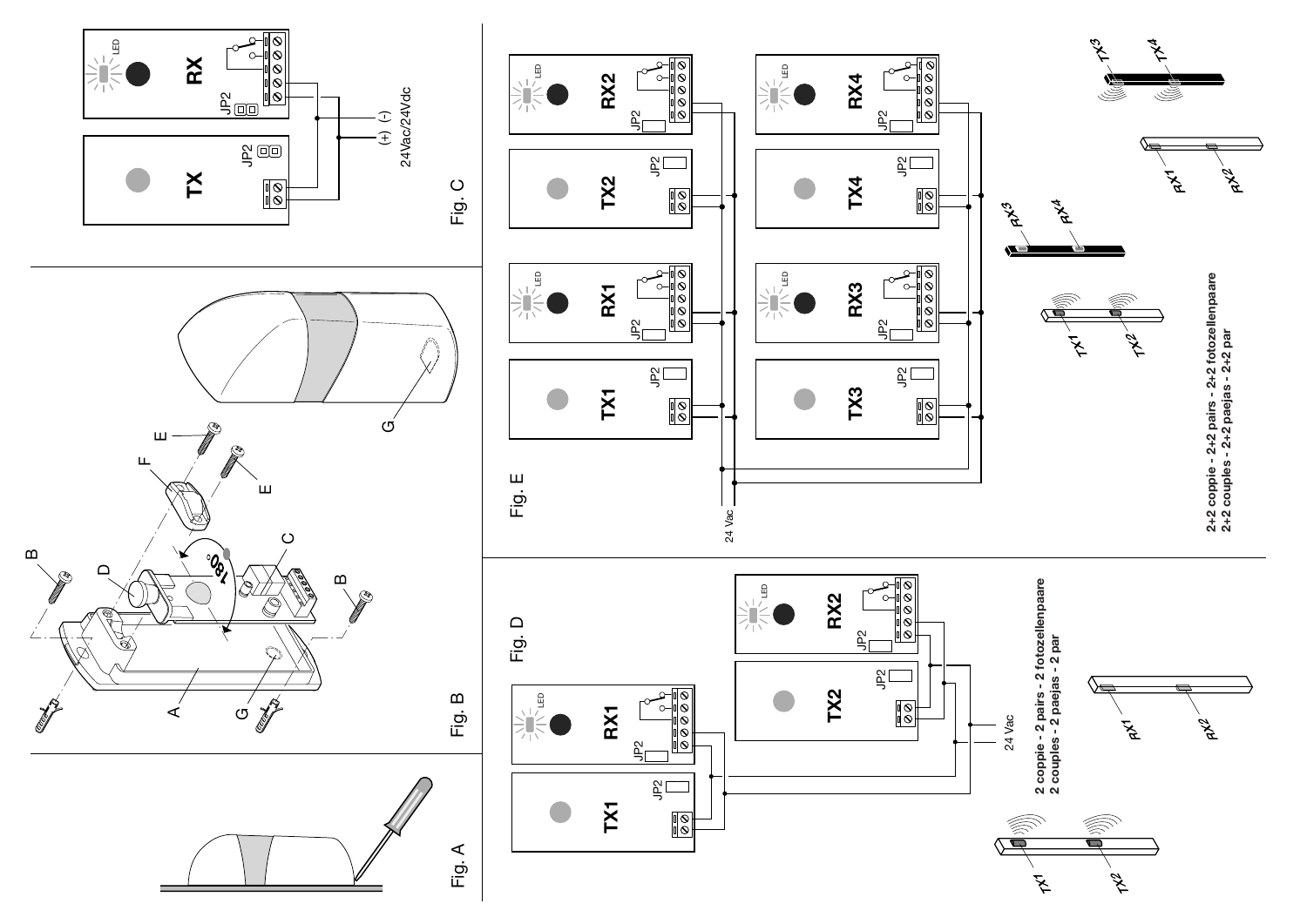Fig. A

Fig. B

A

B

B

C

D

E

E

F

G

G

180°

Fig. C

TX

RX

JP2

JP2

LED

(+) (-)

24Vac/24Vdc

Fig. D

TX1

RX1

TX2

RX2

JP2

LED

24 Vac

TX1

TX2

RX1

RX2

2 coppie - 2 pairs - 2 fotozellenpaare
2 couples - 2 paejas - 2 par

Fig. E

TX1

RX1

TX2

RX2

TX3

RX3

TX4

RX4

JP2

LED

24 Vac

TX1

TX2

RX1

RX2

RX3

RX4

TX3

TX4

2+2 coppie - 2+2 pairs - 2+2 fotozellenpaare
2+2 couples - 2+2 paejas - 2+2 par